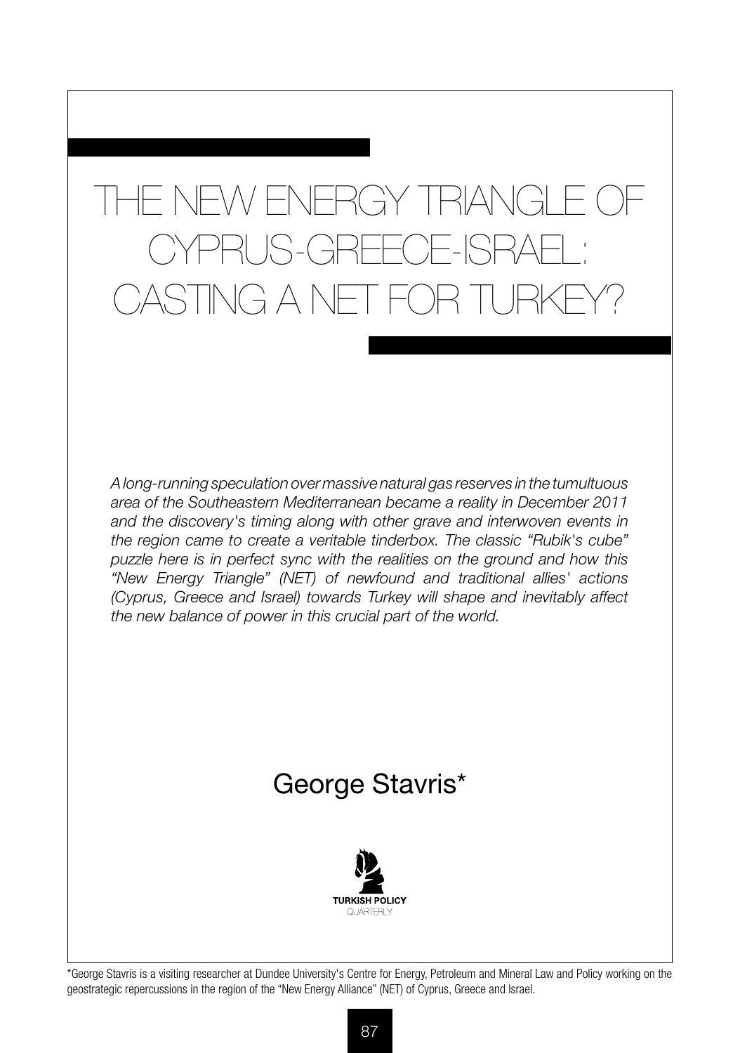# THE NEW ENERGY TRIANGLE OF CYPRUS-GREECE-ISRAEL: CASTING A NET FOR TURKEY?

*A long-running speculation over massive natural gas reserves in the tumultuous area of the Southeastern Mediterranean became a reality in December 2011 and the discovery's timing along with other grave and interwoven events in the region came to create a veritable tinderbox. The classic "Rubik's cube" puzzle here is in perfect sync with the realities on the ground and how this "New Energy Triangle" (NET) of newfound and traditional allies' actions (Cyprus, Greece and Israel) towards Turkey will shape and inevitably affect the new balance of power in this crucial part of the world.*

## George Stavris*

TURKISH POLICY QUARTERLY

\*George Stavris is a visiting researcher at Dundee University's Centre for Energy, Petroleum and Mineral Law and Policy working on the geostrategic repercussions in the region of the "New Energy Alliance" (NET) of Cyprus, Greece and Israel.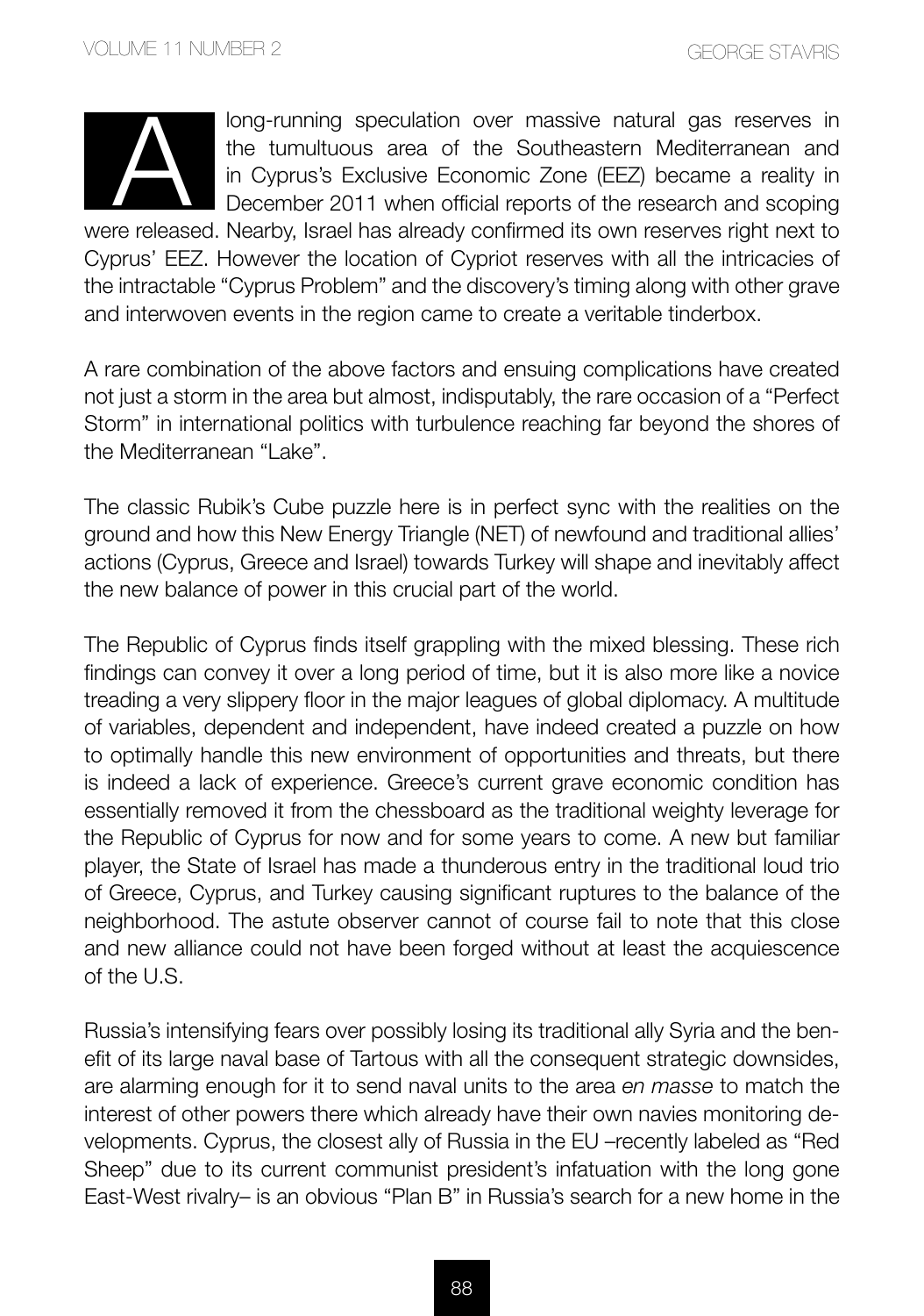A long-running speculation over massive natural gas reserves in the tumultuous area of the Southeastern Mediterranean and in Cyprus's Exclusive Economic Zone (EEZ) became a reality in December 2011 when official reports of the research and scoping were released. Nearby, Israel has already confirmed its own reserves right next to Cyprus' EEZ. However the location of Cypriot reserves with all the intricacies of the intractable "Cyprus Problem" and the discovery's timing along with other grave and interwoven events in the region came to create a veritable tinderbox.

A rare combination of the above factors and ensuing complications have created not just a storm in the area but almost, indisputably, the rare occasion of a "Perfect Storm" in international politics with turbulence reaching far beyond the shores of the Mediterranean "Lake".

The classic Rubik's Cube puzzle here is in perfect sync with the realities on the ground and how this New Energy Triangle (NET) of newfound and traditional allies' actions (Cyprus, Greece and Israel) towards Turkey will shape and inevitably affect the new balance of power in this crucial part of the world.

The Republic of Cyprus finds itself grappling with the mixed blessing. These rich findings can convey it over a long period of time, but it is also more like a novice treading a very slippery floor in the major leagues of global diplomacy. A multitude of variables, dependent and independent, have indeed created a puzzle on how to optimally handle this new environment of opportunities and threats, but there is indeed a lack of experience. Greece's current grave economic condition has essentially removed it from the chessboard as the traditional weighty leverage for the Republic of Cyprus for now and for some years to come. A new but familiar player, the State of Israel has made a thunderous entry in the traditional loud trio of Greece, Cyprus, and Turkey causing significant ruptures to the balance of the neighborhood. The astute observer cannot of course fail to note that this close and new alliance could not have been forged without at least the acquiescence of the U.S.

Russia's intensifying fears over possibly losing its traditional ally Syria and the benefit of its large naval base of Tartous with all the consequent strategic downsides, are alarming enough for it to send naval units to the area *en masse* to match the interest of other powers there which already have their own navies monitoring developments. Cyprus, the closest ally of Russia in the EU –recently labeled as "Red Sheep" due to its current communist president's infatuation with the long gone East-West rivalry– is an obvious "Plan B" in Russia's search for a new home in the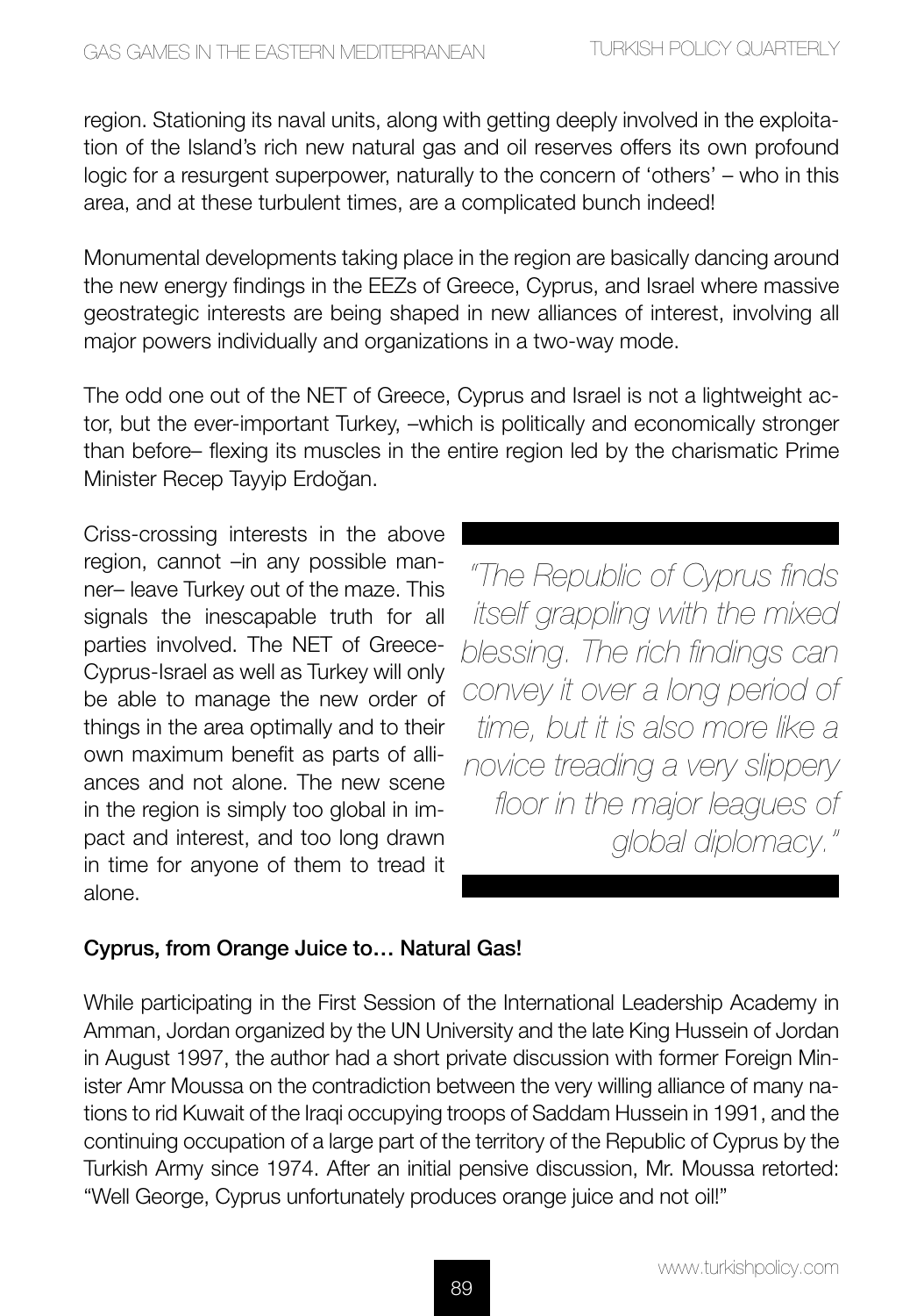region. Stationing its naval units, along with getting deeply involved in the exploitation of the Island's rich new natural gas and oil reserves offers its own profound logic for a resurgent superpower, naturally to the concern of 'others' – who in this area, and at these turbulent times, are a complicated bunch indeed!

Monumental developments taking place in the region are basically dancing around the new energy findings in the EEZs of Greece, Cyprus, and Israel where massive geostrategic interests are being shaped in new alliances of interest, involving all major powers individually and organizations in a two-way mode.

The odd one out of the NET of Greece, Cyprus and Israel is not a lightweight actor, but the ever-important Turkey, –which is politically and economically stronger than before– flexing its muscles in the entire region led by the charismatic Prime Minister Recep Tayyip Erdoğan.

Criss-crossing interests in the above region, cannot –in any possible manner– leave Turkey out of the maze. This signals the inescapable truth for all parties involved. The NET of Greece-Cyprus-Israel as well as Turkey will only be able to manage the new order of things in the area optimally and to their own maximum benefit as parts of alliances and not alone. The new scene in the region is simply too global in impact and interest, and too long drawn in time for anyone of them to tread it alone.

> *"The Republic of Cyprus finds itself grappling with the mixed blessing. The rich findings can convey it over a long period of time, but it is also more like a novice treading a very slippery floor in the major leagues of global diplomacy."*

**Cyprus, from Orange Juice to… Natural Gas!**

While participating in the First Session of the International Leadership Academy in Amman, Jordan organized by the UN University and the late King Hussein of Jordan in August 1997, the author had a short private discussion with former Foreign Minister Amr Moussa on the contradiction between the very willing alliance of many nations to rid Kuwait of the Iraqi occupying troops of Saddam Hussein in 1991, and the continuing occupation of a large part of the territory of the Republic of Cyprus by the Turkish Army since 1974. After an initial pensive discussion, Mr. Moussa retorted: "Well George, Cyprus unfortunately produces orange juice and not oil!"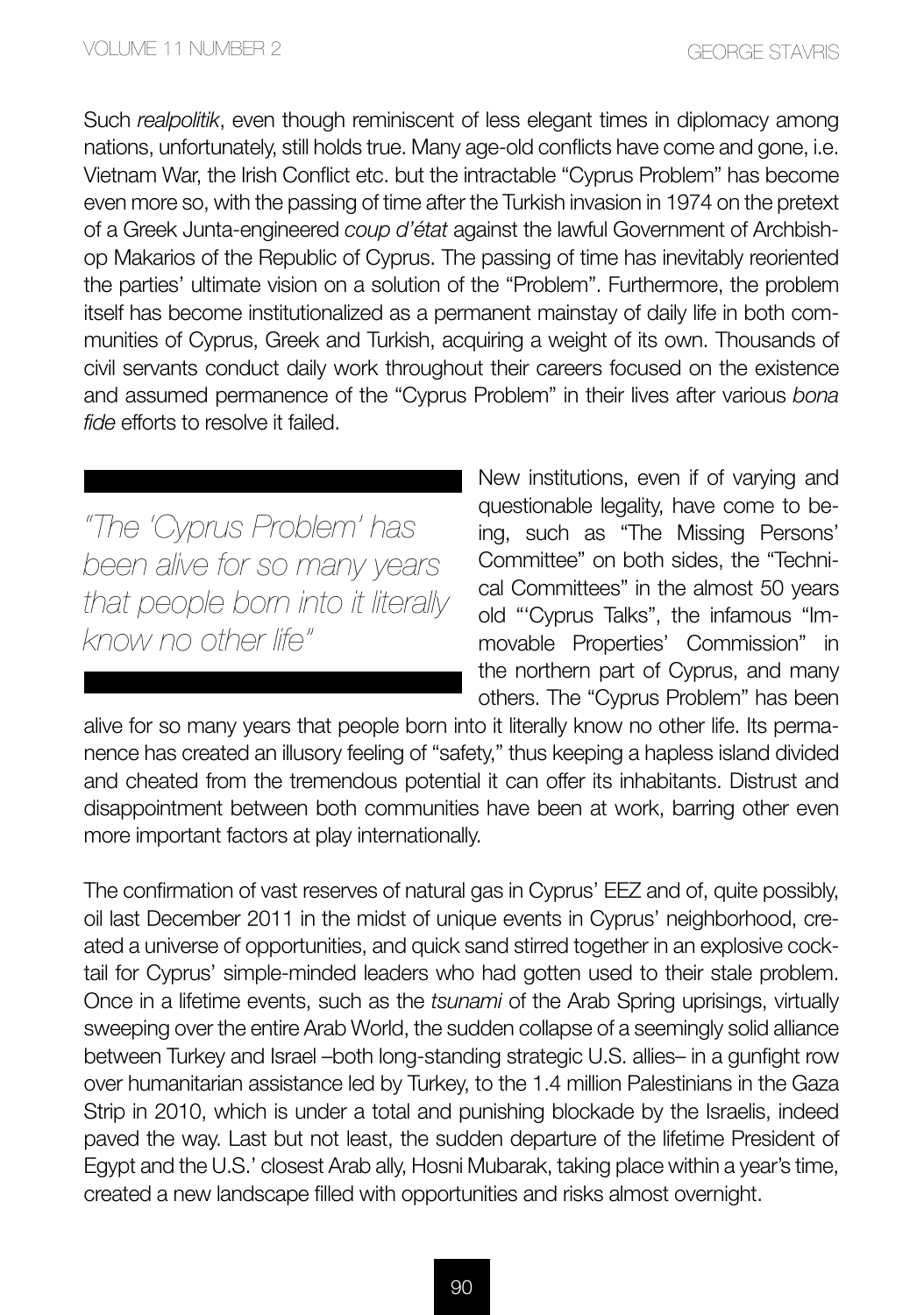Such *realpolitik*, even though reminiscent of less elegant times in diplomacy among nations, unfortunately, still holds true. Many age-old conflicts have come and gone, i.e. Vietnam War, the Irish Conflict etc. but the intractable "Cyprus Problem" has become even more so, with the passing of time after the Turkish invasion in 1974 on the pretext of a Greek Junta-engineered *coup d'état* against the lawful Government of Archbishop Makarios of the Republic of Cyprus. The passing of time has inevitably reoriented the parties' ultimate vision on a solution of the "Problem". Furthermore, the problem itself has become institutionalized as a permanent mainstay of daily life in both communities of Cyprus, Greek and Turkish, acquiring a weight of its own. Thousands of civil servants conduct daily work throughout their careers focused on the existence and assumed permanence of the "Cyprus Problem" in their lives after various *bona fide* efforts to resolve it failed.

> *"The 'Cyprus Problem' has been alive for so many years that people born into it literally know no other life"*

New institutions, even if of varying and questionable legality, have come to being, such as "The Missing Persons' Committee" on both sides, the "Technical Committees" in the almost 50 years old "'Cyprus Talks", the infamous "Immovable Properties' Commission" in the northern part of Cyprus, and many others. The "Cyprus Problem" has been alive for so many years that people born into it literally know no other life. Its permanence has created an illusory feeling of "safety," thus keeping a hapless island divided and cheated from the tremendous potential it can offer its inhabitants. Distrust and disappointment between both communities have been at work, barring other even more important factors at play internationally.

The confirmation of vast reserves of natural gas in Cyprus' EEZ and of, quite possibly, oil last December 2011 in the midst of unique events in Cyprus' neighborhood, created a universe of opportunities, and quick sand stirred together in an explosive cocktail for Cyprus' simple-minded leaders who had gotten used to their stale problem. Once in a lifetime events, such as the *tsunami* of the Arab Spring uprisings, virtually sweeping over the entire Arab World, the sudden collapse of a seemingly solid alliance between Turkey and Israel –both long-standing strategic U.S. allies– in a gunfight row over humanitarian assistance led by Turkey, to the 1.4 million Palestinians in the Gaza Strip in 2010, which is under a total and punishing blockade by the Israelis, indeed paved the way. Last but not least, the sudden departure of the lifetime President of Egypt and the U.S.' closest Arab ally, Hosni Mubarak, taking place within a year's time, created a new landscape filled with opportunities and risks almost overnight.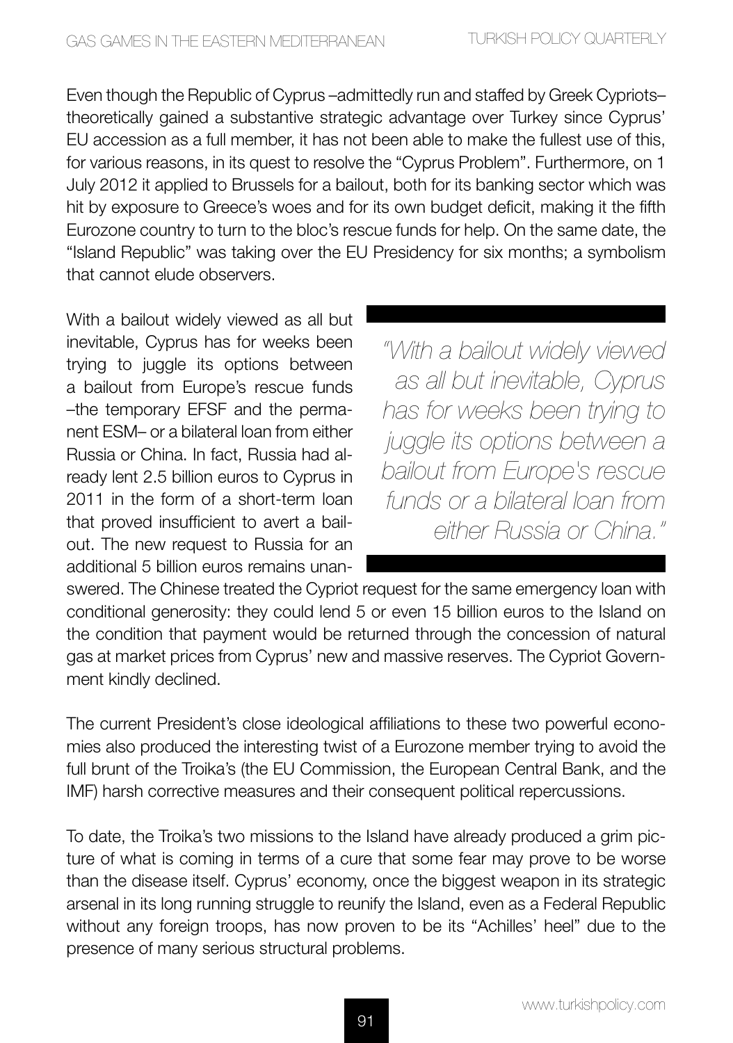Even though the Republic of Cyprus –admittedly run and staffed by Greek Cypriots– theoretically gained a substantive strategic advantage over Turkey since Cyprus' EU accession as a full member, it has not been able to make the fullest use of this, for various reasons, in its quest to resolve the "Cyprus Problem". Furthermore, on 1 July 2012 it applied to Brussels for a bailout, both for its banking sector which was hit by exposure to Greece's woes and for its own budget deficit, making it the fifth Eurozone country to turn to the bloc's rescue funds for help. On the same date, the "Island Republic" was taking over the EU Presidency for six months; a symbolism that cannot elude observers.

With a bailout widely viewed as all but inevitable, Cyprus has for weeks been trying to juggle its options between a bailout from Europe's rescue funds –the temporary EFSF and the permanent ESM– or a bilateral loan from either Russia or China. In fact, Russia had already lent 2.5 billion euros to Cyprus in 2011 in the form of a short-term loan that proved insufficient to avert a bailout. The new request to Russia for an additional 5 billion euros remains unanswered. The Chinese treated the Cypriot request for the same emergency loan with conditional generosity: they could lend 5 or even 15 billion euros to the Island on the condition that payment would be returned through the concession of natural gas at market prices from Cyprus' new and massive reserves. The Cypriot Government kindly declined.

> *"With a bailout widely viewed as all but inevitable, Cyprus has for weeks been trying to juggle its options between a bailout from Europe's rescue funds or a bilateral loan from either Russia or China."*

The current President's close ideological affiliations to these two powerful economies also produced the interesting twist of a Eurozone member trying to avoid the full brunt of the Troika's (the EU Commission, the European Central Bank, and the IMF) harsh corrective measures and their consequent political repercussions.

To date, the Troika's two missions to the Island have already produced a grim picture of what is coming in terms of a cure that some fear may prove to be worse than the disease itself. Cyprus' economy, once the biggest weapon in its strategic arsenal in its long running struggle to reunify the Island, even as a Federal Republic without any foreign troops, has now proven to be its "Achilles' heel" due to the presence of many serious structural problems.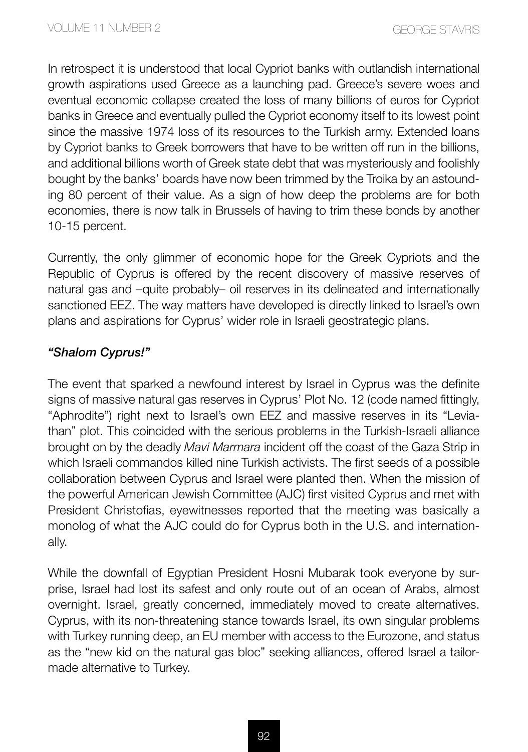In retrospect it is understood that local Cypriot banks with outlandish international growth aspirations used Greece as a launching pad. Greece's severe woes and eventual economic collapse created the loss of many billions of euros for Cypriot banks in Greece and eventually pulled the Cypriot economy itself to its lowest point since the massive 1974 loss of its resources to the Turkish army. Extended loans by Cypriot banks to Greek borrowers that have to be written off run in the billions, and additional billions worth of Greek state debt that was mysteriously and foolishly bought by the banks' boards have now been trimmed by the Troika by an astounding 80 percent of their value. As a sign of how deep the problems are for both economies, there is now talk in Brussels of having to trim these bonds by another 10-15 percent.

Currently, the only glimmer of economic hope for the Greek Cypriots and the Republic of Cyprus is offered by the recent discovery of massive reserves of natural gas and –quite probably– oil reserves in its delineated and internationally sanctioned EEZ. The way matters have developed is directly linked to Israel's own plans and aspirations for Cyprus' wider role in Israeli geostrategic plans.

### *"Shalom Cyprus!"*

The event that sparked a newfound interest by Israel in Cyprus was the definite signs of massive natural gas reserves in Cyprus' Plot No. 12 (code named fittingly, "Aphrodite") right next to Israel's own EEZ and massive reserves in its "Leviathan" plot. This coincided with the serious problems in the Turkish-Israeli alliance brought on by the deadly *Mavi Marmara* incident off the coast of the Gaza Strip in which Israeli commandos killed nine Turkish activists. The first seeds of a possible collaboration between Cyprus and Israel were planted then. When the mission of the powerful American Jewish Committee (AJC) first visited Cyprus and met with President Christofias, eyewitnesses reported that the meeting was basically a monolog of what the AJC could do for Cyprus both in the U.S. and internationally.

While the downfall of Egyptian President Hosni Mubarak took everyone by surprise, Israel had lost its safest and only route out of an ocean of Arabs, almost overnight. Israel, greatly concerned, immediately moved to create alternatives. Cyprus, with its non-threatening stance towards Israel, its own singular problems with Turkey running deep, an EU member with access to the Eurozone, and status as the "new kid on the natural gas bloc" seeking alliances, offered Israel a tailor-made alternative to Turkey.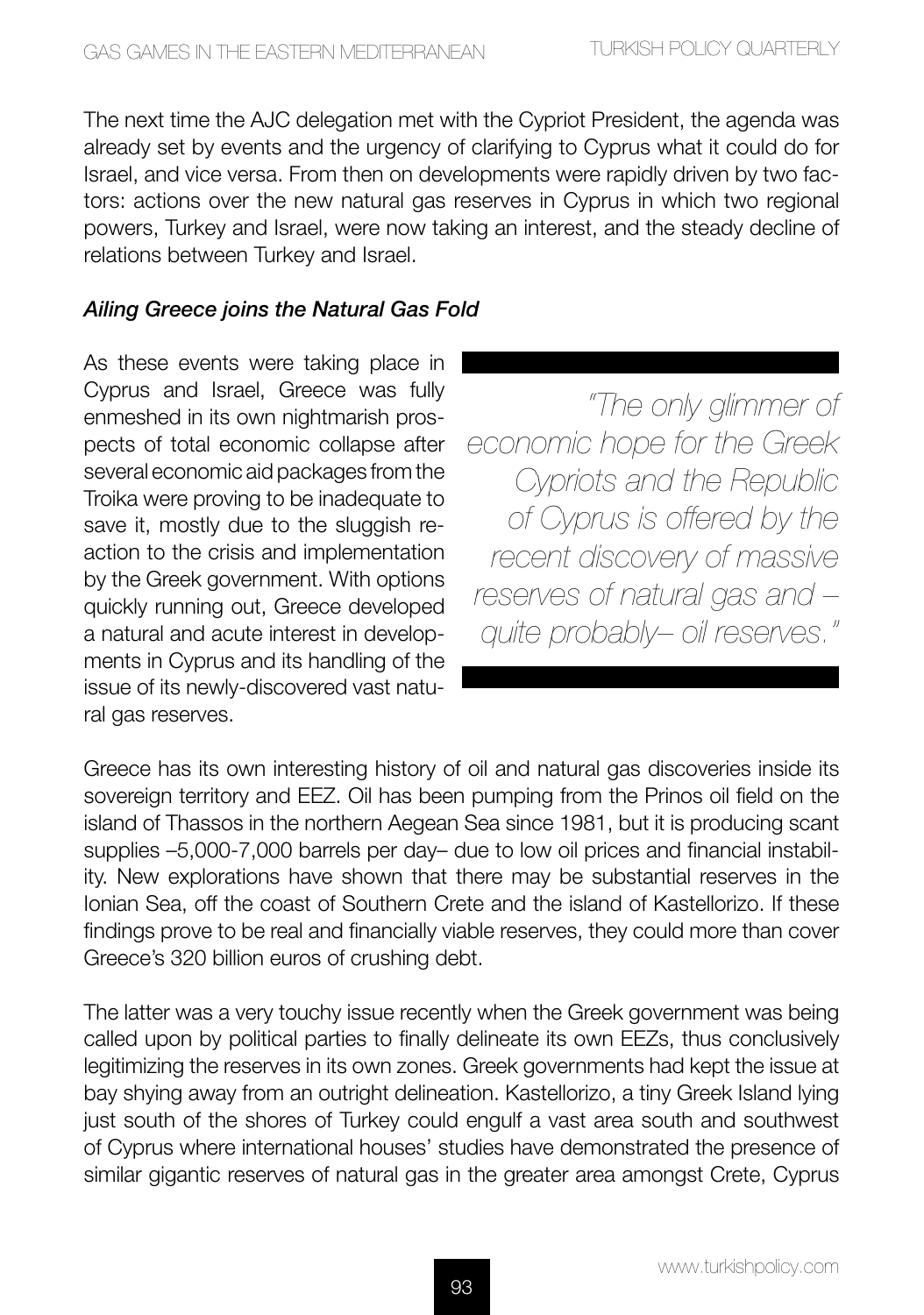The next time the AJC delegation met with the Cypriot President, the agenda was already set by events and the urgency of clarifying to Cyprus what it could do for Israel, and vice versa. From then on developments were rapidly driven by two factors: actions over the new natural gas reserves in Cyprus in which two regional powers, Turkey and Israel, were now taking an interest, and the steady decline of relations between Turkey and Israel.

### *Ailing Greece joins the Natural Gas Fold*

As these events were taking place in Cyprus and Israel, Greece was fully enmeshed in its own nightmarish prospects of total economic collapse after several economic aid packages from the Troika were proving to be inadequate to save it, mostly due to the sluggish reaction to the crisis and implementation by the Greek government. With options quickly running out, Greece developed a natural and acute interest in developments in Cyprus and its handling of the issue of its newly-discovered vast natural gas reserves.

> *"The only glimmer of economic hope for the Greek Cypriots and the Republic of Cyprus is offered by the recent discovery of massive reserves of natural gas and –quite probably– oil reserves."*

Greece has its own interesting history of oil and natural gas discoveries inside its sovereign territory and EEZ. Oil has been pumping from the Prinos oil field on the island of Thassos in the northern Aegean Sea since 1981, but it is producing scant supplies –5,000-7,000 barrels per day– due to low oil prices and financial instability. New explorations have shown that there may be substantial reserves in the Ionian Sea, off the coast of Southern Crete and the island of Kastellorizo. If these findings prove to be real and financially viable reserves, they could more than cover Greece's 320 billion euros of crushing debt.

The latter was a very touchy issue recently when the Greek government was being called upon by political parties to finally delineate its own EEZs, thus conclusively legitimizing the reserves in its own zones. Greek governments had kept the issue at bay shying away from an outright delineation. Kastellorizo, a tiny Greek Island lying just south of the shores of Turkey could engulf a vast area south and southwest of Cyprus where international houses' studies have demonstrated the presence of similar gigantic reserves of natural gas in the greater area amongst Crete, Cyprus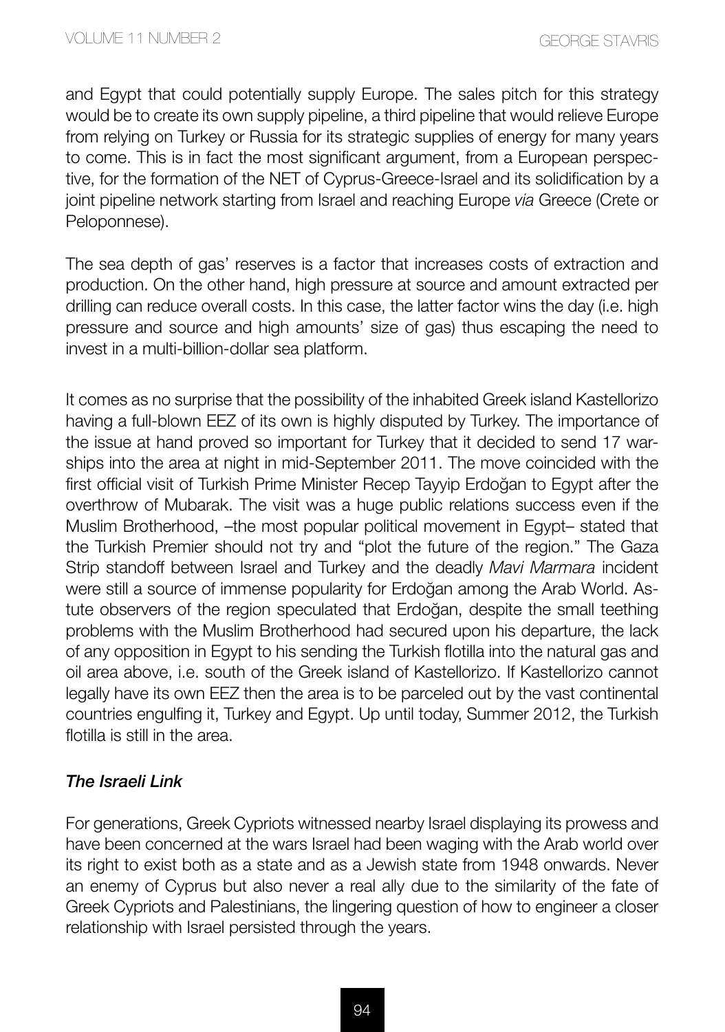and Egypt that could potentially supply Europe. The sales pitch for this strategy would be to create its own supply pipeline, a third pipeline that would relieve Europe from relying on Turkey or Russia for its strategic supplies of energy for many years to come. This is in fact the most significant argument, from a European perspective, for the formation of the NET of Cyprus-Greece-Israel and its solidification by a joint pipeline network starting from Israel and reaching Europe *via* Greece (Crete or Peloponnese).

The sea depth of gas' reserves is a factor that increases costs of extraction and production. On the other hand, high pressure at source and amount extracted per drilling can reduce overall costs. In this case, the latter factor wins the day (i.e. high pressure and source and high amounts' size of gas) thus escaping the need to invest in a multi-billion-dollar sea platform.

It comes as no surprise that the possibility of the inhabited Greek island Kastellorizo having a full-blown EEZ of its own is highly disputed by Turkey. The importance of the issue at hand proved so important for Turkey that it decided to send 17 warships into the area at night in mid-September 2011. The move coincided with the first official visit of Turkish Prime Minister Recep Tayyip Erdoğan to Egypt after the overthrow of Mubarak. The visit was a huge public relations success even if the Muslim Brotherhood, –the most popular political movement in Egypt– stated that the Turkish Premier should not try and "plot the future of the region." The Gaza Strip standoff between Israel and Turkey and the deadly *Mavi Marmara* incident were still a source of immense popularity for Erdoğan among the Arab World. Astute observers of the region speculated that Erdoğan, despite the small teething problems with the Muslim Brotherhood had secured upon his departure, the lack of any opposition in Egypt to his sending the Turkish flotilla into the natural gas and oil area above, i.e. south of the Greek island of Kastellorizo. If Kastellorizo cannot legally have its own EEZ then the area is to be parceled out by the vast continental countries engulfing it, Turkey and Egypt. Up until today, Summer 2012, the Turkish flotilla is still in the area.

### *The Israeli Link*

For generations, Greek Cypriots witnessed nearby Israel displaying its prowess and have been concerned at the wars Israel had been waging with the Arab world over its right to exist both as a state and as a Jewish state from 1948 onwards. Never an enemy of Cyprus but also never a real ally due to the similarity of the fate of Greek Cypriots and Palestinians, the lingering question of how to engineer a closer relationship with Israel persisted through the years.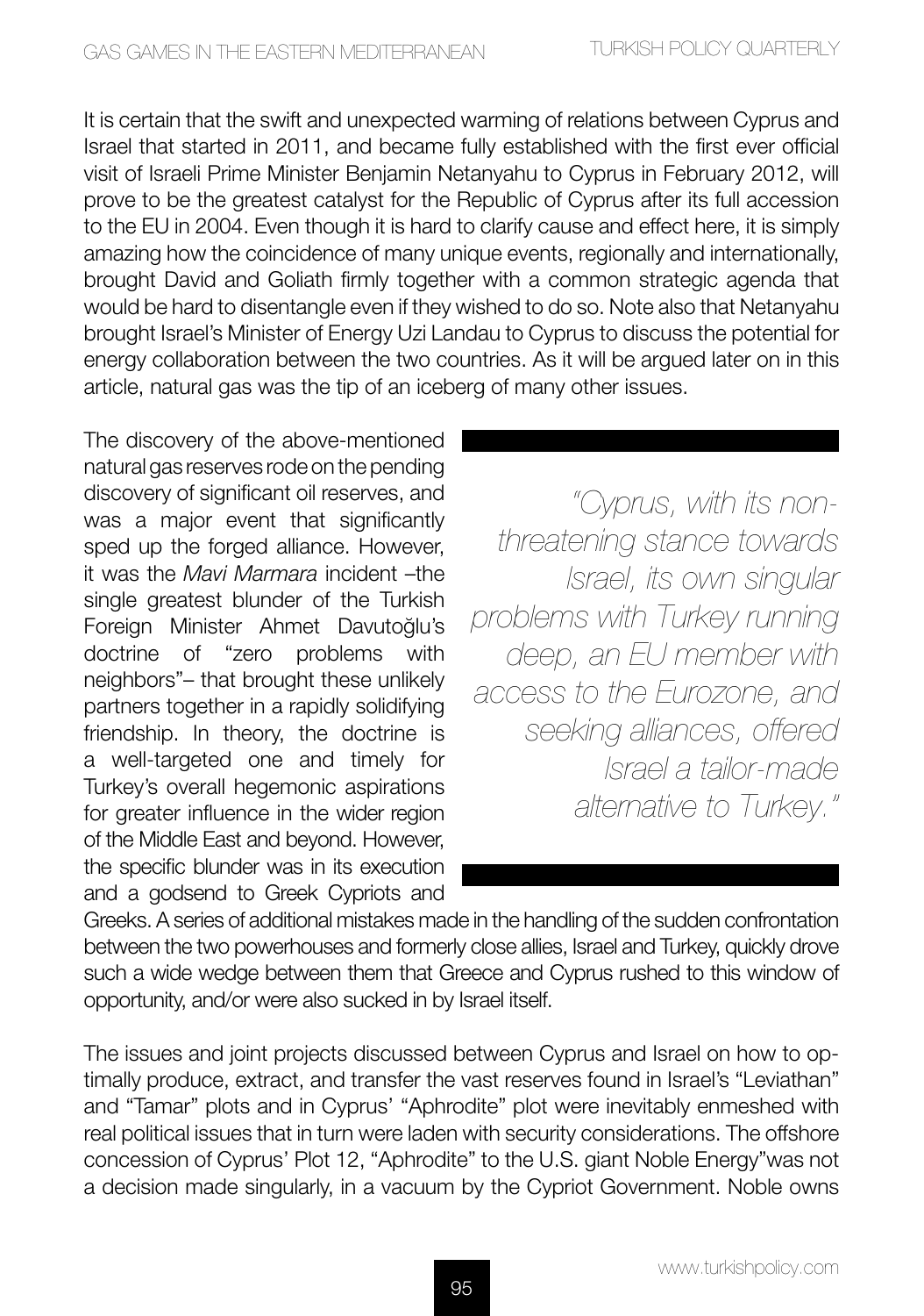It is certain that the swift and unexpected warming of relations between Cyprus and Israel that started in 2011, and became fully established with the first ever official visit of Israeli Prime Minister Benjamin Netanyahu to Cyprus in February 2012, will prove to be the greatest catalyst for the Republic of Cyprus after its full accession to the EU in 2004. Even though it is hard to clarify cause and effect here, it is simply amazing how the coincidence of many unique events, regionally and internationally, brought David and Goliath firmly together with a common strategic agenda that would be hard to disentangle even if they wished to do so. Note also that Netanyahu brought Israel's Minister of Energy Uzi Landau to Cyprus to discuss the potential for energy collaboration between the two countries. As it will be argued later on in this article, natural gas was the tip of an iceberg of many other issues.

The discovery of the above-mentioned natural gas reserves rode on the pending discovery of significant oil reserves, and was a major event that significantly sped up the forged alliance. However, it was the *Mavi Marmara* incident –the single greatest blunder of the Turkish Foreign Minister Ahmet Davutoğlu's doctrine of "zero problems with neighbors"– that brought these unlikely partners together in a rapidly solidifying friendship. In theory, the doctrine is a well-targeted one and timely for Turkey's overall hegemonic aspirations for greater influence in the wider region of the Middle East and beyond. However, the specific blunder was in its execution and a godsend to Greek Cypriots and Greeks. A series of additional mistakes made in the handling of the sudden confrontation between the two powerhouses and formerly close allies, Israel and Turkey, quickly drove such a wide wedge between them that Greece and Cyprus rushed to this window of opportunity, and/or were also sucked in by Israel itself.

> *"Cyprus, with its non-threatening stance towards Israel, its own singular problems with Turkey running deep, an EU member with access to the Eurozone, and seeking alliances, offered Israel a tailor-made alternative to Turkey."*

The issues and joint projects discussed between Cyprus and Israel on how to optimally produce, extract, and transfer the vast reserves found in Israel's "Leviathan" and "Tamar" plots and in Cyprus' "Aphrodite" plot were inevitably enmeshed with real political issues that in turn were laden with security considerations. The offshore concession of Cyprus' Plot 12, "Aphrodite" to the U.S. giant Noble Energy"was not a decision made singularly, in a vacuum by the Cypriot Government. Noble owns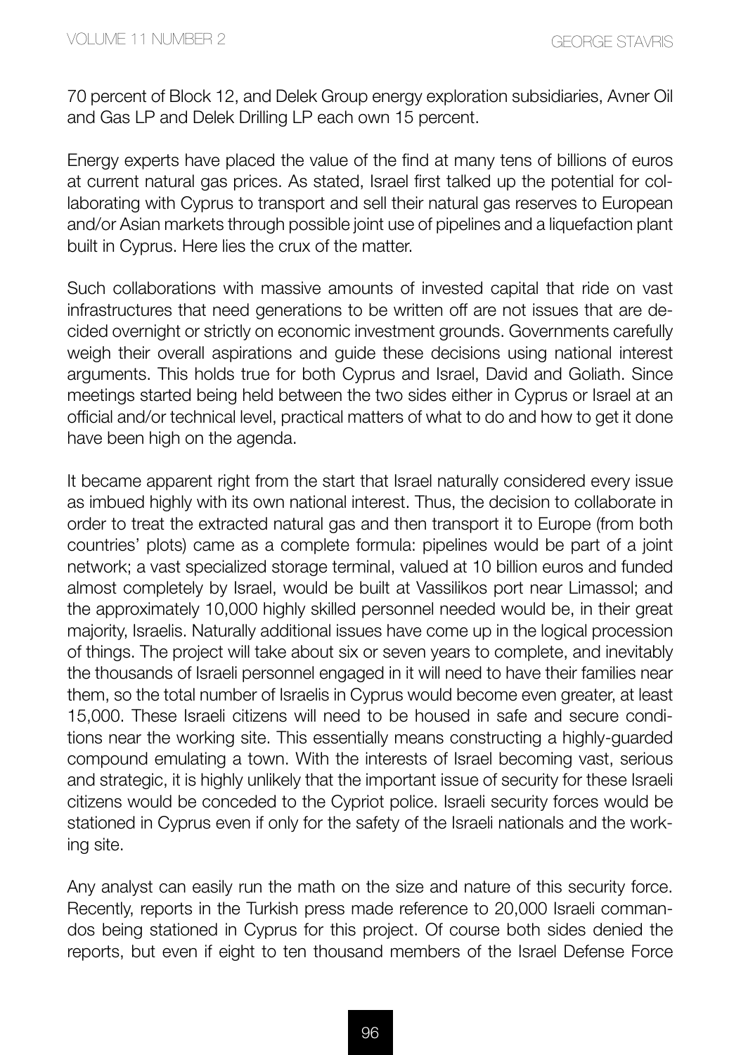70 percent of Block 12, and Delek Group energy exploration subsidiaries, Avner Oil and Gas LP and Delek Drilling LP each own 15 percent.

Energy experts have placed the value of the find at many tens of billions of euros at current natural gas prices. As stated, Israel first talked up the potential for collaborating with Cyprus to transport and sell their natural gas reserves to European and/or Asian markets through possible joint use of pipelines and a liquefaction plant built in Cyprus. Here lies the crux of the matter.

Such collaborations with massive amounts of invested capital that ride on vast infrastructures that need generations to be written off are not issues that are decided overnight or strictly on economic investment grounds. Governments carefully weigh their overall aspirations and guide these decisions using national interest arguments. This holds true for both Cyprus and Israel, David and Goliath. Since meetings started being held between the two sides either in Cyprus or Israel at an official and/or technical level, practical matters of what to do and how to get it done have been high on the agenda.

It became apparent right from the start that Israel naturally considered every issue as imbued highly with its own national interest. Thus, the decision to collaborate in order to treat the extracted natural gas and then transport it to Europe (from both countries' plots) came as a complete formula: pipelines would be part of a joint network; a vast specialized storage terminal, valued at 10 billion euros and funded almost completely by Israel, would be built at Vassilikos port near Limassol; and the approximately 10,000 highly skilled personnel needed would be, in their great majority, Israelis. Naturally additional issues have come up in the logical procession of things. The project will take about six or seven years to complete, and inevitably the thousands of Israeli personnel engaged in it will need to have their families near them, so the total number of Israelis in Cyprus would become even greater, at least 15,000. These Israeli citizens will need to be housed in safe and secure conditions near the working site. This essentially means constructing a highly-guarded compound emulating a town. With the interests of Israel becoming vast, serious and strategic, it is highly unlikely that the important issue of security for these Israeli citizens would be conceded to the Cypriot police. Israeli security forces would be stationed in Cyprus even if only for the safety of the Israeli nationals and the working site.

Any analyst can easily run the math on the size and nature of this security force. Recently, reports in the Turkish press made reference to 20,000 Israeli commandos being stationed in Cyprus for this project. Of course both sides denied the reports, but even if eight to ten thousand members of the Israel Defense Force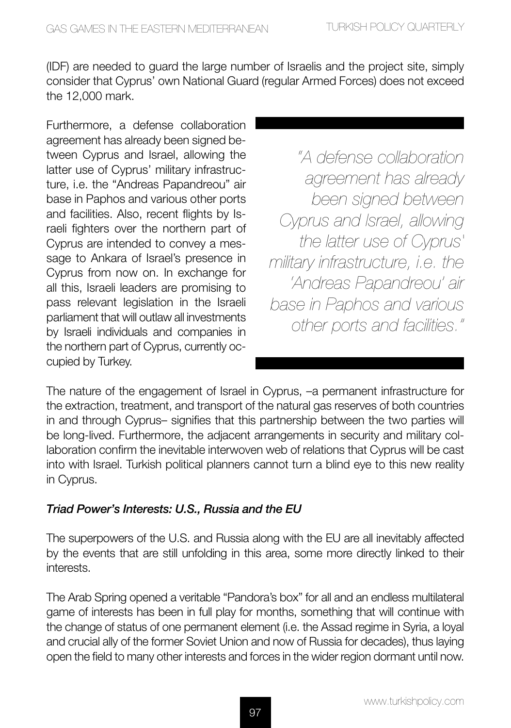(IDF) are needed to guard the large number of Israelis and the project site, simply consider that Cyprus' own National Guard (regular Armed Forces) does not exceed the 12,000 mark.

Furthermore, a defense collaboration agreement has already been signed between Cyprus and Israel, allowing the latter use of Cyprus' military infrastructure, i.e. the "Andreas Papandreou" air base in Paphos and various other ports and facilities. Also, recent flights by Israeli fighters over the northern part of Cyprus are intended to convey a message to Ankara of Israel's presence in Cyprus from now on. In exchange for all this, Israeli leaders are promising to pass relevant legislation in the Israeli parliament that will outlaw all investments by Israeli individuals and companies in the northern part of Cyprus, currently occupied by Turkey.

> *"A defense collaboration agreement has already been signed between Cyprus and Israel, allowing the latter use of Cyprus' military infrastructure, i.e. the 'Andreas Papandreou' air base in Paphos and various other ports and facilities."*

The nature of the engagement of Israel in Cyprus, –a permanent infrastructure for the extraction, treatment, and transport of the natural gas reserves of both countries in and through Cyprus– signifies that this partnership between the two parties will be long-lived. Furthermore, the adjacent arrangements in security and military collaboration confirm the inevitable interwoven web of relations that Cyprus will be cast into with Israel. Turkish political planners cannot turn a blind eye to this new reality in Cyprus.

### *Triad Power's Interests: U.S., Russia and the EU*

The superpowers of the U.S. and Russia along with the EU are all inevitably affected by the events that are still unfolding in this area, some more directly linked to their interests.

The Arab Spring opened a veritable "Pandora's box" for all and an endless multilateral game of interests has been in full play for months, something that will continue with the change of status of one permanent element (i.e. the Assad regime in Syria, a loyal and crucial ally of the former Soviet Union and now of Russia for decades), thus laying open the field to many other interests and forces in the wider region dormant until now.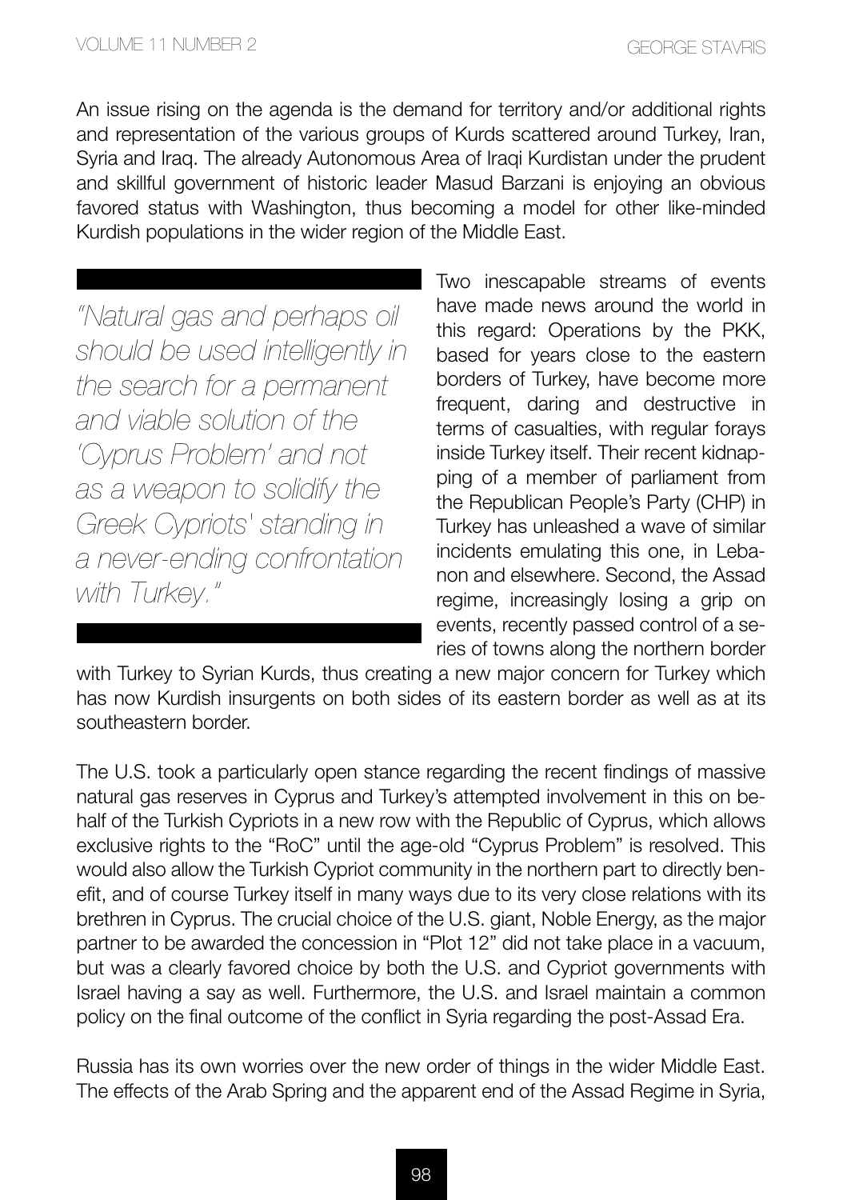An issue rising on the agenda is the demand for territory and/or additional rights and representation of the various groups of Kurds scattered around Turkey, Iran, Syria and Iraq. The already Autonomous Area of Iraqi Kurdistan under the prudent and skillful government of historic leader Masud Barzani is enjoying an obvious favored status with Washington, thus becoming a model for other like-minded Kurdish populations in the wider region of the Middle East.

> *"Natural gas and perhaps oil should be used intelligently in the search for a permanent and viable solution of the 'Cyprus Problem' and not as a weapon to solidify the Greek Cypriots' standing in a never-ending confrontation with Turkey."*

Two inescapable streams of events have made news around the world in this regard: Operations by the PKK, based for years close to the eastern borders of Turkey, have become more frequent, daring and destructive in terms of casualties, with regular forays inside Turkey itself. Their recent kidnapping of a member of parliament from the Republican People's Party (CHP) in Turkey has unleashed a wave of similar incidents emulating this one, in Lebanon and elsewhere. Second, the Assad regime, increasingly losing a grip on events, recently passed control of a series of towns along the northern border with Turkey to Syrian Kurds, thus creating a new major concern for Turkey which has now Kurdish insurgents on both sides of its eastern border as well as at its southeastern border.

The U.S. took a particularly open stance regarding the recent findings of massive natural gas reserves in Cyprus and Turkey's attempted involvement in this on behalf of the Turkish Cypriots in a new row with the Republic of Cyprus, which allows exclusive rights to the "RoC" until the age-old "Cyprus Problem" is resolved. This would also allow the Turkish Cypriot community in the northern part to directly benefit, and of course Turkey itself in many ways due to its very close relations with its brethren in Cyprus. The crucial choice of the U.S. giant, Noble Energy, as the major partner to be awarded the concession in "Plot 12" did not take place in a vacuum, but was a clearly favored choice by both the U.S. and Cypriot governments with Israel having a say as well. Furthermore, the U.S. and Israel maintain a common policy on the final outcome of the conflict in Syria regarding the post-Assad Era.

Russia has its own worries over the new order of things in the wider Middle East. The effects of the Arab Spring and the apparent end of the Assad Regime in Syria,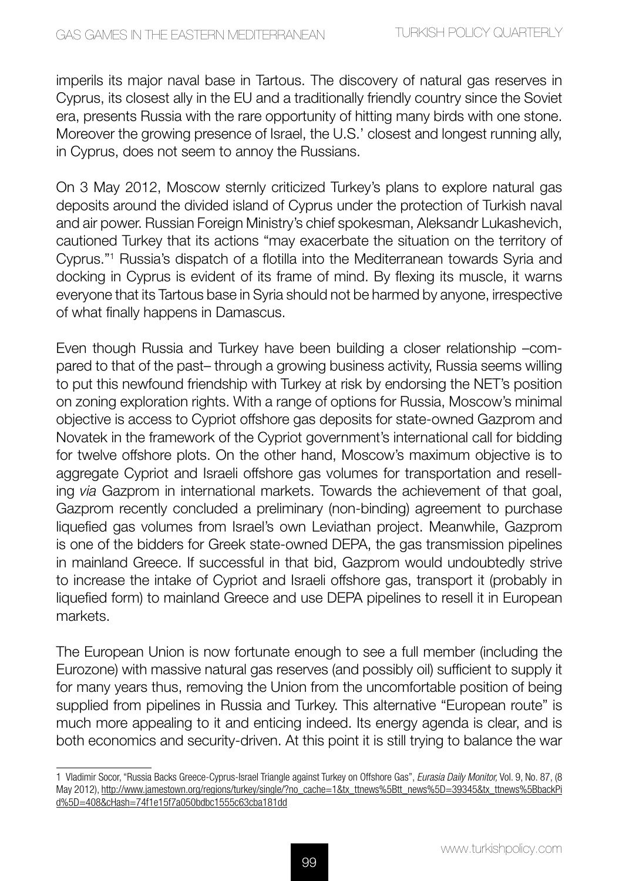imperils its major naval base in Tartous. The discovery of natural gas reserves in Cyprus, its closest ally in the EU and a traditionally friendly country since the Soviet era, presents Russia with the rare opportunity of hitting many birds with one stone. Moreover the growing presence of Israel, the U.S.' closest and longest running ally, in Cyprus, does not seem to annoy the Russians.

On 3 May 2012, Moscow sternly criticized Turkey's plans to explore natural gas deposits around the divided island of Cyprus under the protection of Turkish naval and air power. Russian Foreign Ministry's chief spokesman, Aleksandr Lukashevich, cautioned Turkey that its actions "may exacerbate the situation on the territory of Cyprus."[1] Russia's dispatch of a flotilla into the Mediterranean towards Syria and docking in Cyprus is evident of its frame of mind. By flexing its muscle, it warns everyone that its Tartous base in Syria should not be harmed by anyone, irrespective of what finally happens in Damascus.

Even though Russia and Turkey have been building a closer relationship –compared to that of the past– through a growing business activity, Russia seems willing to put this newfound friendship with Turkey at risk by endorsing the NET's position on zoning exploration rights. With a range of options for Russia, Moscow's minimal objective is access to Cypriot offshore gas deposits for state-owned Gazprom and Novatek in the framework of the Cypriot government's international call for bidding for twelve offshore plots. On the other hand, Moscow's maximum objective is to aggregate Cypriot and Israeli offshore gas volumes for transportation and reselling *via* Gazprom in international markets. Towards the achievement of that goal, Gazprom recently concluded a preliminary (non-binding) agreement to purchase liquefied gas volumes from Israel's own Leviathan project. Meanwhile, Gazprom is one of the bidders for Greek state-owned DEPA, the gas transmission pipelines in mainland Greece. If successful in that bid, Gazprom would undoubtedly strive to increase the intake of Cypriot and Israeli offshore gas, transport it (probably in liquefied form) to mainland Greece and use DEPA pipelines to resell it in European markets.

The European Union is now fortunate enough to see a full member (including the Eurozone) with massive natural gas reserves (and possibly oil) sufficient to supply it for many years thus, removing the Union from the uncomfortable position of being supplied from pipelines in Russia and Turkey. This alternative "European route" is much more appealing to it and enticing indeed. Its energy agenda is clear, and is both economics and security-driven. At this point it is still trying to balance the war

---

1 Vladimir Socor, "Russia Backs Greece-Cyprus-Israel Triangle against Turkey on Offshore Gas", *Eurasia Daily Monitor,* Vol. 9, No. 87, (8 May 2012), http://www.jamestown.org/regions/turkey/single/?no_cache=1&tx_ttnews%5Btt_news%5D=39345&tx_ttnews%5BbackPid%5D=408&cHash=74f1e15f7a050bdbc1555c63cba181dd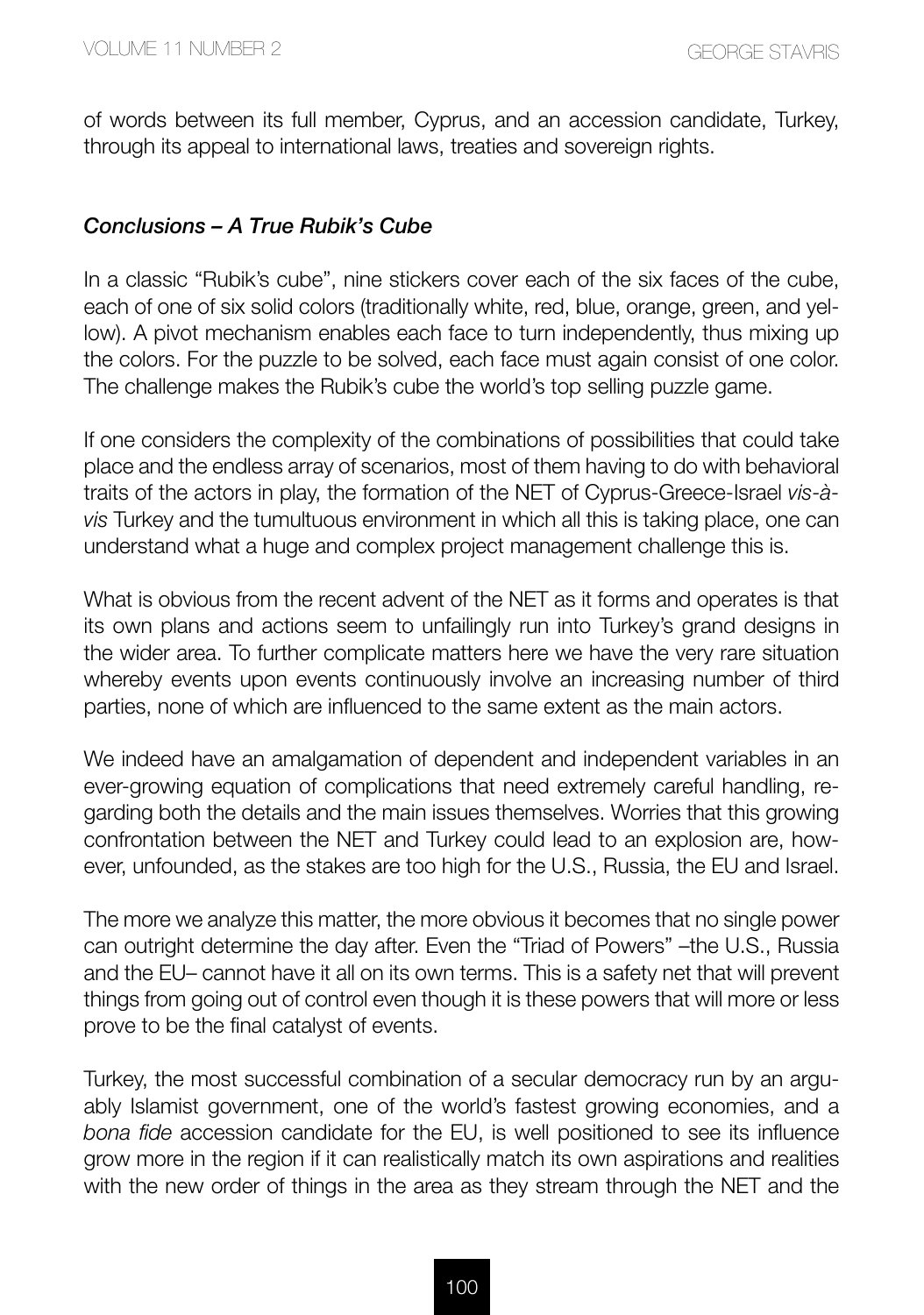of words between its full member, Cyprus, and an accession candidate, Turkey, through its appeal to international laws, treaties and sovereign rights.

### *Conclusions – A True Rubik's Cube*

In a classic "Rubik's cube", nine stickers cover each of the six faces of the cube, each of one of six solid colors (traditionally white, red, blue, orange, green, and yellow). A pivot mechanism enables each face to turn independently, thus mixing up the colors. For the puzzle to be solved, each face must again consist of one color. The challenge makes the Rubik's cube the world's top selling puzzle game.

If one considers the complexity of the combinations of possibilities that could take place and the endless array of scenarios, most of them having to do with behavioral traits of the actors in play, the formation of the NET of Cyprus-Greece-Israel *vis-à-vis* Turkey and the tumultuous environment in which all this is taking place, one can understand what a huge and complex project management challenge this is.

What is obvious from the recent advent of the NET as it forms and operates is that its own plans and actions seem to unfailingly run into Turkey's grand designs in the wider area. To further complicate matters here we have the very rare situation whereby events upon events continuously involve an increasing number of third parties, none of which are influenced to the same extent as the main actors.

We indeed have an amalgamation of dependent and independent variables in an ever-growing equation of complications that need extremely careful handling, regarding both the details and the main issues themselves. Worries that this growing confrontation between the NET and Turkey could lead to an explosion are, however, unfounded, as the stakes are too high for the U.S., Russia, the EU and Israel.

The more we analyze this matter, the more obvious it becomes that no single power can outright determine the day after. Even the "Triad of Powers" –the U.S., Russia and the EU– cannot have it all on its own terms. This is a safety net that will prevent things from going out of control even though it is these powers that will more or less prove to be the final catalyst of events.

Turkey, the most successful combination of a secular democracy run by an arguably Islamist government, one of the world's fastest growing economies, and a *bona fide* accession candidate for the EU, is well positioned to see its influence grow more in the region if it can realistically match its own aspirations and realities with the new order of things in the area as they stream through the NET and the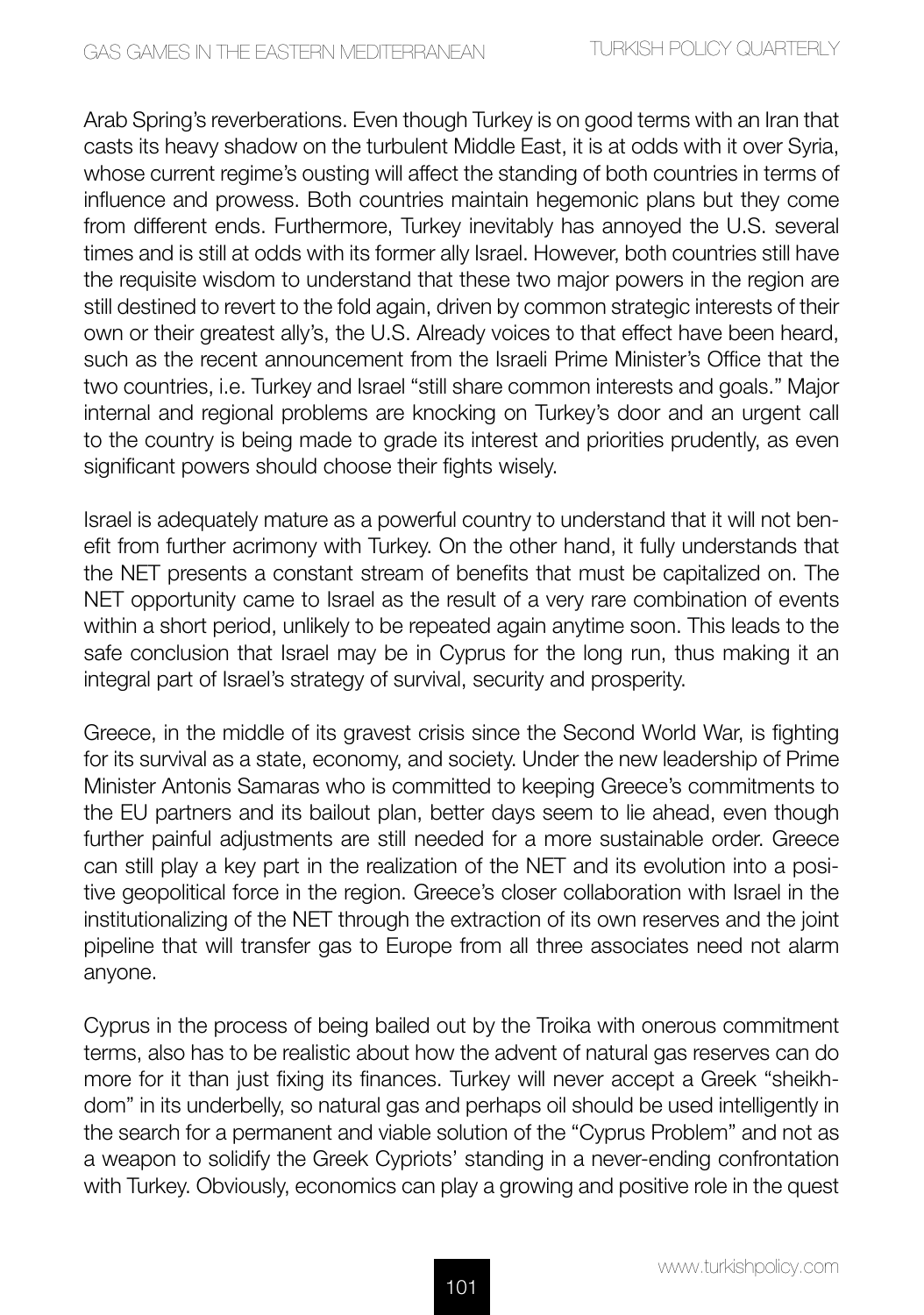Arab Spring's reverberations. Even though Turkey is on good terms with an Iran that casts its heavy shadow on the turbulent Middle East, it is at odds with it over Syria, whose current regime's ousting will affect the standing of both countries in terms of influence and prowess. Both countries maintain hegemonic plans but they come from different ends. Furthermore, Turkey inevitably has annoyed the U.S. several times and is still at odds with its former ally Israel. However, both countries still have the requisite wisdom to understand that these two major powers in the region are still destined to revert to the fold again, driven by common strategic interests of their own or their greatest ally's, the U.S. Already voices to that effect have been heard, such as the recent announcement from the Israeli Prime Minister's Office that the two countries, i.e. Turkey and Israel "still share common interests and goals." Major internal and regional problems are knocking on Turkey's door and an urgent call to the country is being made to grade its interest and priorities prudently, as even significant powers should choose their fights wisely.

Israel is adequately mature as a powerful country to understand that it will not benefit from further acrimony with Turkey. On the other hand, it fully understands that the NET presents a constant stream of benefits that must be capitalized on. The NET opportunity came to Israel as the result of a very rare combination of events within a short period, unlikely to be repeated again anytime soon. This leads to the safe conclusion that Israel may be in Cyprus for the long run, thus making it an integral part of Israel's strategy of survival, security and prosperity.

Greece, in the middle of its gravest crisis since the Second World War, is fighting for its survival as a state, economy, and society. Under the new leadership of Prime Minister Antonis Samaras who is committed to keeping Greece's commitments to the EU partners and its bailout plan, better days seem to lie ahead, even though further painful adjustments are still needed for a more sustainable order. Greece can still play a key part in the realization of the NET and its evolution into a positive geopolitical force in the region. Greece's closer collaboration with Israel in the institutionalizing of the NET through the extraction of its own reserves and the joint pipeline that will transfer gas to Europe from all three associates need not alarm anyone.

Cyprus in the process of being bailed out by the Troika with onerous commitment terms, also has to be realistic about how the advent of natural gas reserves can do more for it than just fixing its finances. Turkey will never accept a Greek "sheikhdom" in its underbelly, so natural gas and perhaps oil should be used intelligently in the search for a permanent and viable solution of the "Cyprus Problem" and not as a weapon to solidify the Greek Cypriots' standing in a never-ending confrontation with Turkey. Obviously, economics can play a growing and positive role in the quest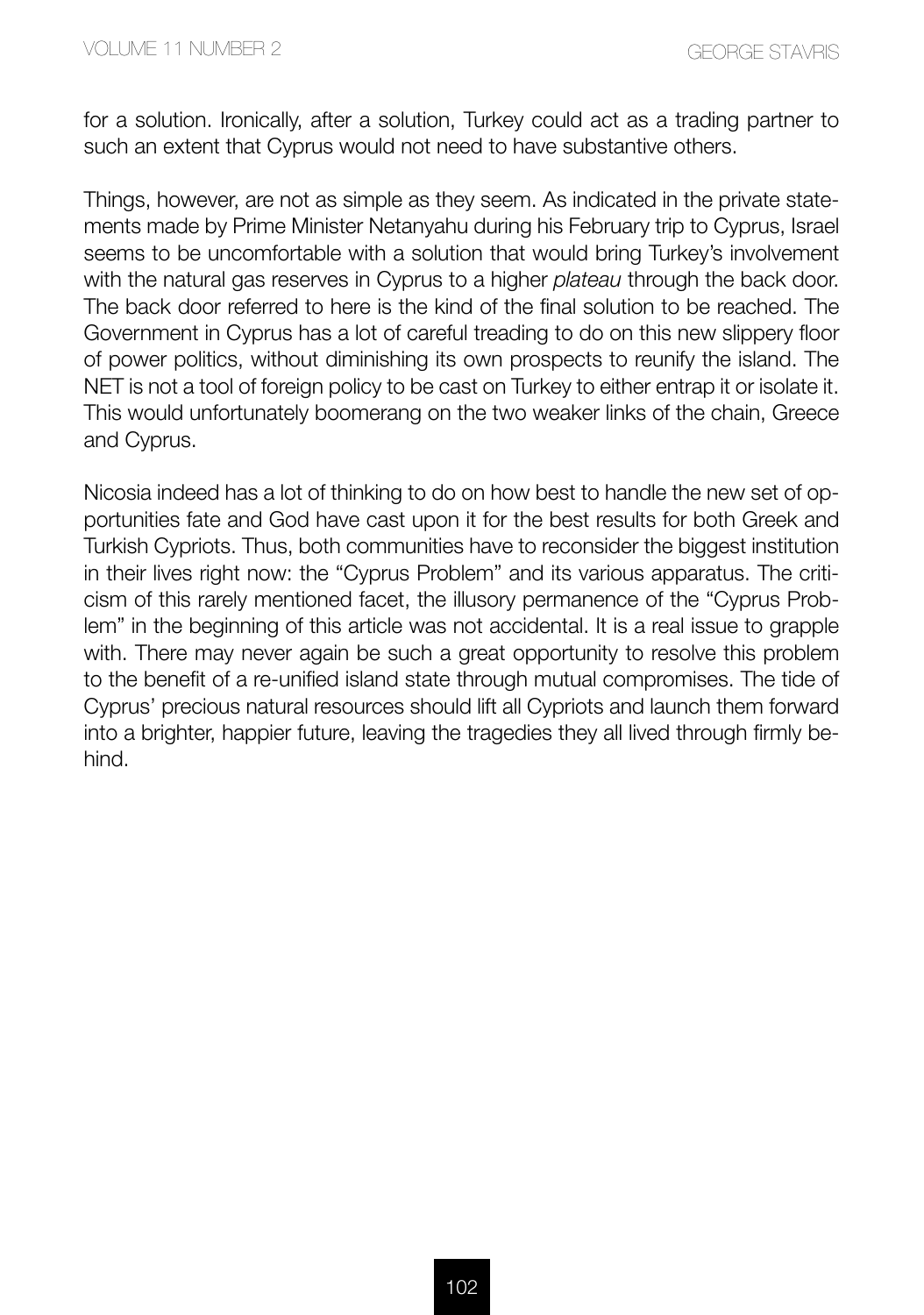for a solution. Ironically, after a solution, Turkey could act as a trading partner to such an extent that Cyprus would not need to have substantive others.

Things, however, are not as simple as they seem. As indicated in the private statements made by Prime Minister Netanyahu during his February trip to Cyprus, Israel seems to be uncomfortable with a solution that would bring Turkey's involvement with the natural gas reserves in Cyprus to a higher *plateau* through the back door. The back door referred to here is the kind of the final solution to be reached. The Government in Cyprus has a lot of careful treading to do on this new slippery floor of power politics, without diminishing its own prospects to reunify the island. The NET is not a tool of foreign policy to be cast on Turkey to either entrap it or isolate it. This would unfortunately boomerang on the two weaker links of the chain, Greece and Cyprus.

Nicosia indeed has a lot of thinking to do on how best to handle the new set of opportunities fate and God have cast upon it for the best results for both Greek and Turkish Cypriots. Thus, both communities have to reconsider the biggest institution in their lives right now: the "Cyprus Problem" and its various apparatus. The criticism of this rarely mentioned facet, the illusory permanence of the "Cyprus Problem" in the beginning of this article was not accidental. It is a real issue to grapple with. There may never again be such a great opportunity to resolve this problem to the benefit of a re-unified island state through mutual compromises. The tide of Cyprus' precious natural resources should lift all Cypriots and launch them forward into a brighter, happier future, leaving the tragedies they all lived through firmly behind.